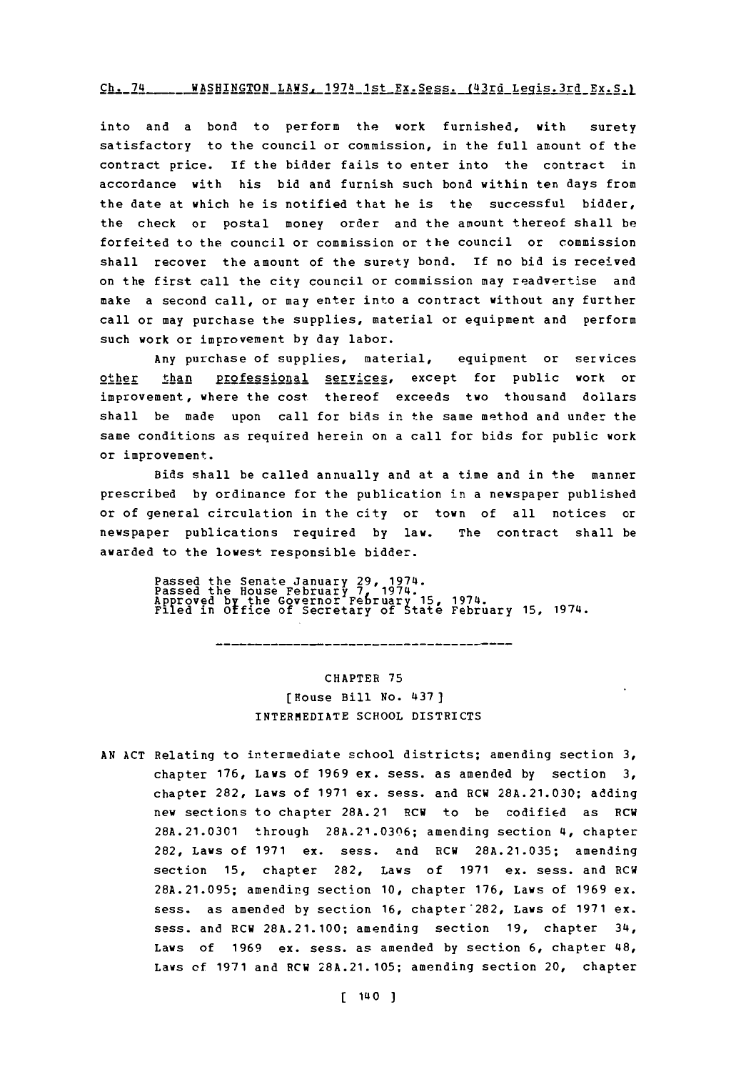into and a bond to perform the work furnished, with surety satisfactory to the council or commission, in the full amount of the contract price. If the bidder fails to enter into the contract in accordance with his bid and furnish such bond within ten days from the date at which he is notified that he is the successful bidder, the check or postal money order and the amount thereof shall be forfeited to the council or commission or the council or commission shall recover the amount of the surety bond. If no bid is received on the first call the city council or commission may readvertise and make a second call, or may enter into a contract without any further call or may purchase the supplies, material or equipment and perform such work or improvement by day labor.

Any purchase of supplies, material, equipment or services other than professional services, except for public work or improvement, where the cost thereof exceeds two thousand dollars shall be made upon call for bids in the same method and under the same conditions as required herein on a call for bids for public work or improvement.

Bids shall be called annually and at a time and in the manner prescribed by ordinance for the publication in a newspaper published or of general circulation in the city or town of all notices or newspaper publications required by law. The contract shall be awarded to the lowest responsible bidder.

Passed the Senate January 29, 1974.
Passed the House February 7, 1974.
Approved by the Governor February 15, 1974.
Filed in Office of Secretary of State February 15, 1974.

---

## CHAPTER 75
### [House Bill No. 437]
### INTERMEDIATE SCHOOL DISTRICTS

AN ACT Relating to intermediate school districts; amending section 3, chapter 176, Laws of 1969 ex. sess. as amended by section 3, chapter 282, Laws of 1971 ex. sess. and RCW 28A.21.030; adding new sections to chapter 28A.21 RCW to be codified as RCW 28A.21.0301 through 28A.21.0306; amending section 4, chapter 282, Laws of 1971 ex. sess. and RCW 28A.21.035; amending section 15, chapter 282, Laws of 1971 ex. sess. and RCW 28A.21.095; amending section 10, chapter 176, Laws of 1969 ex. sess. as amended by section 16, chapter 282, Laws of 1971 ex. sess. and RCW 28A.21.100; amending section 19, chapter 34, Laws of 1969 ex. sess. as amended by section 6, chapter 48, Laws of 1971 and RCW 28A.21.105; amending section 20, chapter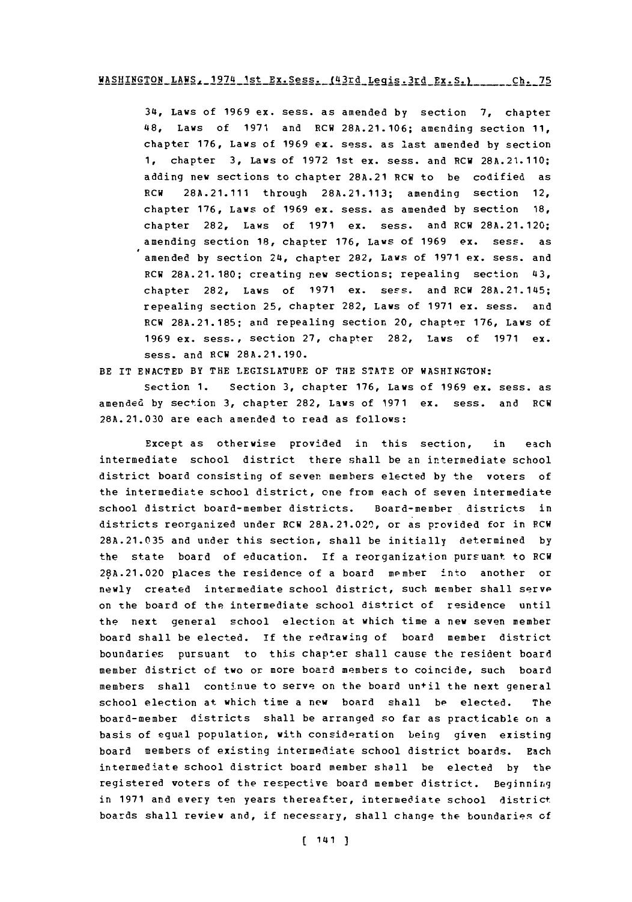34, Laws of 1969 ex. sess. as amended by section 7, chapter 48, Laws of 1971 and RCW 28A.21.106; amending section 11, chapter 176, Laws of 1969 ex. sess. as last amended by section 1, chapter 3, Laws of 1972 1st ex. sess. and RCW 28A.21.110; adding new sections to chapter 28A.21 RCW to be codified as RCW 28A.21.111 through 28A.21.113; amending section 12, chapter 176, Laws of 1969 ex. sess. as amended by section 18, chapter 282, Laws of 1971 ex. sess. and RCW 28A.21.120; amending section 18, chapter 176, Laws of 1969 ex. sess. as amended by section 24, chapter 282, Laws of 1971 ex. sess. and RCW 28A.21.180; creating new sections; repealing section 43, chapter 282, Laws of 1971 ex. sess. and RCW 28A.21.145; repealing section 25, chapter 282, Laws of 1971 ex. sess. and RCW 28A.21.185; and repealing section 20, chapter 176, Laws of 1969 ex. sess., section 27, chapter 282, Laws of 1971 ex. sess. and RCW 28A.21.190.

BE IT ENACTED BY THE LEGISLATURE OF THE STATE OF WASHINGTON:

Section 1. Section 3, chapter 176, Laws of 1969 ex. sess. as amended by section 3, chapter 282, Laws of 1971 ex. sess. and RCW 28A.21.030 are each amended to read as follows:

Except as otherwise provided in this section, in each intermediate school district there shall be an intermediate school district board consisting of seven members elected by the voters of the intermediate school district, one from each of seven intermediate school district board-member districts. Board-member districts in districts reorganized under RCW 28A.21.020, or as provided for in RCW 28A.21.035 and under this section, shall be initially determined by the state board of education. If a reorganization pursuant to RCW 28A.21.020 places the residence of a board member into another or newly created intermediate school district, such member shall serve on the board of the intermediate school district of residence until the next general school election at which time a new seven member board shall be elected. If the redrawing of board member district boundaries pursuant to this chapter shall cause the resident board member district of two or more board members to coincide, such board members shall continue to serve on the board until the next general school election at which time a new board shall be elected. The board-member districts shall be arranged so far as practicable on a basis of equal population, with consideration being given existing board members of existing intermediate school district boards. Each intermediate school district board member shall be elected by the registered voters of the respective board member district. Beginning in 1971 and every ten years thereafter, intermediate school district boards shall review and, if necessary, shall change the boundaries of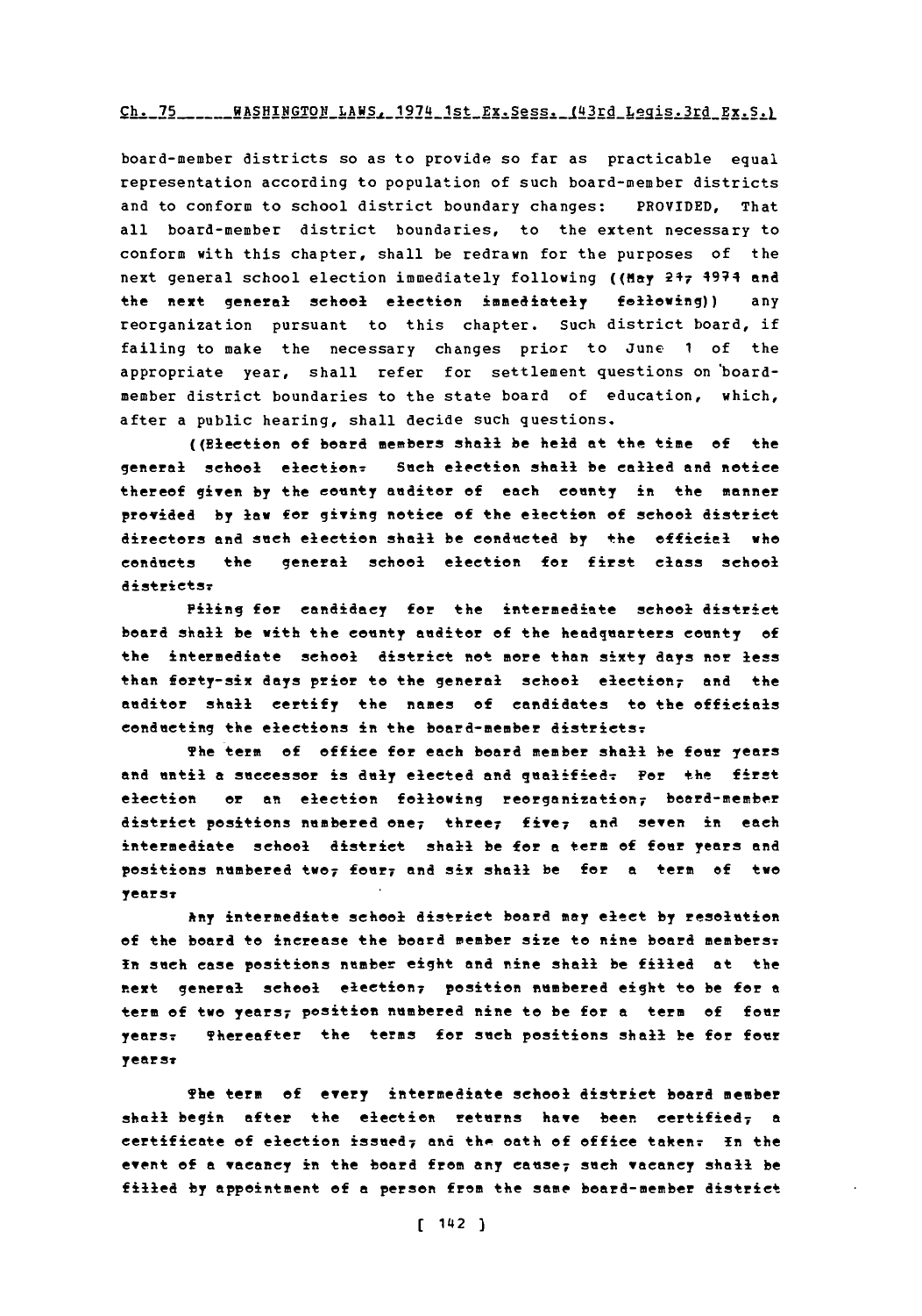board-member districts so as to provide so far as practicable equal representation according to population of such board-member districts and to conform to school district boundary changes: PROVIDED, That all board-member district boundaries, to the extent necessary to conform with this chapter, shall be redrawn for the purposes of the next general school election immediately following ((May 24, 1974 and the next general school election immediately following)) any reorganization pursuant to this chapter. Such district board, if failing to make the necessary changes prior to June 1 of the appropriate year, shall refer for settlement questions on board-member district boundaries to the state board of education, which, after a public hearing, shall decide such questions.

((Election of board members shall be held at the time of the general school election. Such election shall be called and notice thereof given by the county auditor of each county in the manner provided by law for giving notice of the election of school district directors and such election shall be conducted by the official who conducts the general school election for first class school districts.

Filing for candidacy for the intermediate school district board shall be with the county auditor of the headquarters county of the intermediate school district not more than sixty days nor less than forty-six days prior to the general school election, and the auditor shall certify the names of candidates to the officials conducting the elections in the board-member districts.

The term of office for each board member shall be four years and until a successor is duly elected and qualified. For the first election or an election following reorganization, board-member district positions numbered one, three, five, and seven in each intermediate school district shall be for a term of four years and positions numbered two, four, and six shall be for a term of two years.

Any intermediate school district board may elect by resolution of the board to increase the board member size to nine board members. In such case positions number eight and nine shall be filled at the next general school election, position numbered eight to be for a term of two years, position numbered nine to be for a term of four years. Thereafter the terms for such positions shall be for four years.

The term of every intermediate school district board member shall begin after the election returns have been certified, a certificate of election issued, and the oath of office taken. In the event of a vacancy in the board from any cause, such vacancy shall be filled by appointment of a person from the same board-member district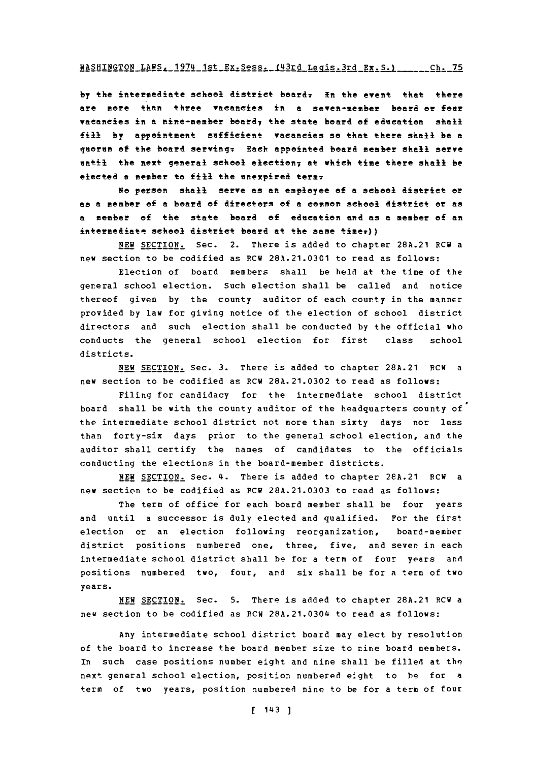by the intermediate school district board. In the event that there are more than three vacancies in a seven-member board or four vacancies in a nine-member board, the state board of education shall fill by appointment sufficient vacancies so that there shall be a quorum of the board serving. Each appointed board member shall serve until the next general school election, at which time there shall be elected a member to fill the unexpired term.

No person shall serve as an employee of a school district or as a member of a board of directors of a common school district or as a member of the state board of education and as a member of an intermediate school district board at the same time.))

NEW SECTION. Sec. 2. There is added to chapter 28A.21 RCW a new section to be codified as RCW 28A.21.0301 to read as follows:

Election of board members shall be held at the time of the general school election. Such election shall be called and notice thereof given by the county auditor of each county in the manner provided by law for giving notice of the election of school district directors and such election shall be conducted by the official who conducts the general school election for first class school districts.

NEW SECTION. Sec. 3. There is added to chapter 28A.21 RCW a new section to be codified as RCW 28A.21.0302 to read as follows:

Filing for candidacy for the intermediate school district board shall be with the county auditor of the headquarters county of the intermediate school district not more than sixty days nor less than forty-six days prior to the general school election, and the auditor shall certify the names of candidates to the officials conducting the elections in the board-member districts.

NEW SECTION. Sec. 4. There is added to chapter 28A.21 RCW a new section to be codified as RCW 28A.21.0303 to read as follows:

The term of office for each board member shall be four years and until a successor is duly elected and qualified. For the first election or an election following reorganization, board-member district positions numbered one, three, five, and seven in each intermediate school district shall be for a term of four years and positions numbered two, four, and six shall be for a term of two years.

NEW SECTION. Sec. 5. There is added to chapter 28A.21 RCW a new section to be codified as RCW 28A.21.0304 to read as follows:

Any intermediate school district board may elect by resolution of the board to increase the board member size to nine board members. In such case positions number eight and nine shall be filled at the next general school election, position numbered eight to be for a term of two years, position numbered nine to be for a term of four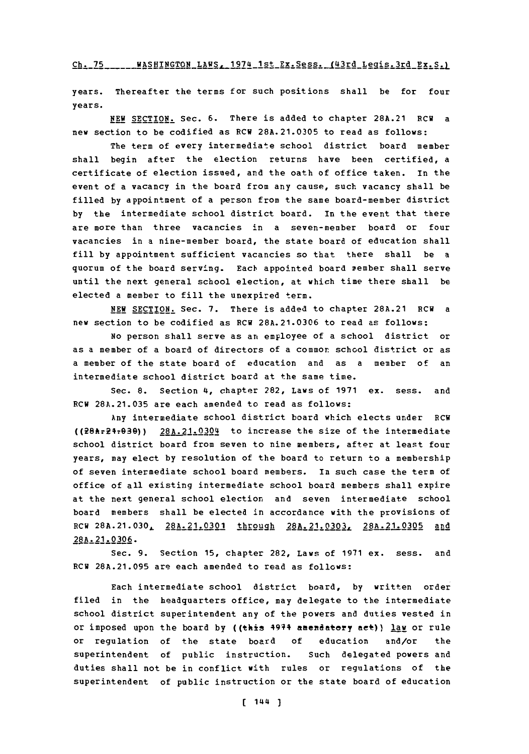years. Thereafter the terms for such positions shall be for four years.

NEW SECTION. Sec. 6. There is added to chapter 28A.21 RCW a new section to be codified as RCW 28A.21.0305 to read as follows:

The term of every intermediate school district board member shall begin after the election returns have been certified, a certificate of election issued, and the oath of office taken. In the event of a vacancy in the board from any cause, such vacancy shall be filled by appointment of a person from the same board-member district by the intermediate school district board. In the event that there are more than three vacancies in a seven-member board or four vacancies in a nine-member board, the state board of education shall fill by appointment sufficient vacancies so that there shall be a quorum of the board serving. Each appointed board member shall serve until the next general school election, at which time there shall be elected a member to fill the unexpired term.

NEW SECTION. Sec. 7. There is added to chapter 28A.21 RCW a new section to be codified as RCW 28A.21.0306 to read as follows:

No person shall serve as an employee of a school district or as a member of a board of directors of a common school district or as a member of the state board of education and as a member of an intermediate school district board at the same time.

Sec. 8. Section 4, chapter 282, Laws of 1971 ex. sess. and RCW 28A.21.035 are each amended to read as follows:

Any intermediate school district board which elects under RCW ((28A.21.030)) 28A.21.0304 to increase the size of the intermediate school district board from seven to nine members, after at least four years, may elect by resolution of the board to return to a membership of seven intermediate school board members. In such case the term of office of all existing intermediate school board members shall expire at the next general school election and seven intermediate school board members shall be elected in accordance with the provisions of RCW 28A.21.030, 28A.21.0301 through 28A.21.0303, 28A.21.0305 and 28A.21.0306.

Sec. 9. Section 15, chapter 282, Laws of 1971 ex. sess. and RCW 28A.21.095 are each amended to read as follows:

Each intermediate school district board, by written order filed in the headquarters office, may delegate to the intermediate school district superintendent any of the powers and duties vested in or imposed upon the board by ((this 1971 amendatory act)) law or rule or regulation of the state board of education and/or the superintendent of public instruction. Such delegated powers and duties shall not be in conflict with rules or regulations of the superintendent of public instruction or the state board of education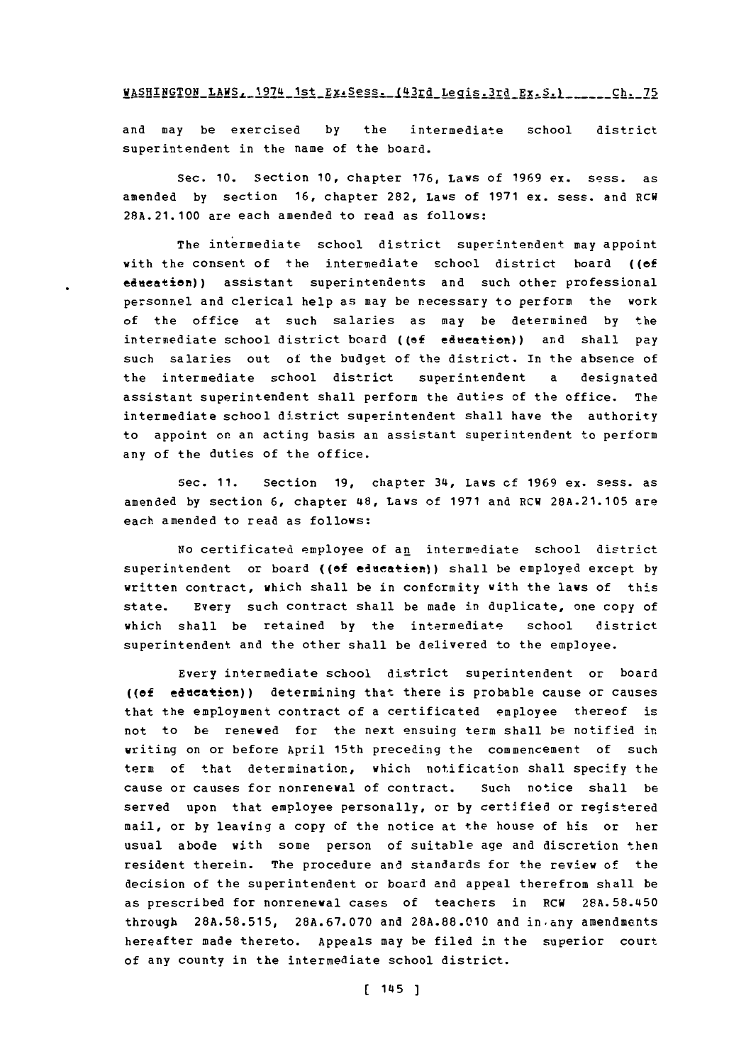and may be exercised by the intermediate school district superintendent in the name of the board.

Sec. 10. Section 10, chapter 176, Laws of 1969 ex. sess. as amended by section 16, chapter 282, Laws of 1971 ex. sess. and RCW 28A.21.100 are each amended to read as follows:

The intermediate school district superintendent may appoint with the consent of the intermediate school district board ((of education)) assistant superintendents and such other professional personnel and clerical help as may be necessary to perform the work of the office at such salaries as may be determined by the intermediate school district board ((of education)) and shall pay such salaries out of the budget of the district. In the absence of the intermediate school district superintendent a designated assistant superintendent shall perform the duties of the office. The intermediate school district superintendent shall have the authority to appoint on an acting basis an assistant superintendent to perform any of the duties of the office.

Sec. 11. Section 19, chapter 34, Laws of 1969 ex. sess. as amended by section 6, chapter 48, Laws of 1971 and RCW 28A.21.105 are each amended to read as follows:

No certificated employee of an intermediate school district superintendent or board ((of education)) shall be employed except by written contract, which shall be in conformity with the laws of this state. Every such contract shall be made in duplicate, one copy of which shall be retained by the intermediate school district superintendent and the other shall be delivered to the employee.

Every intermediate school district superintendent or board ((of education)) determining that there is probable cause or causes that the employment contract of a certificated employee thereof is not to be renewed for the next ensuing term shall be notified in writing on or before April 15th preceding the commencement of such term of that determination, which notification shall specify the cause or causes for nonrenewal of contract. Such notice shall be served upon that employee personally, or by certified or registered mail, or by leaving a copy of the notice at the house of his or her usual abode with some person of suitable age and discretion then resident therein. The procedure and standards for the review of the decision of the superintendent or board and appeal therefrom shall be as prescribed for nonrenewal cases of teachers in RCW 28A.58.450 through 28A.58.515, 28A.67.070 and 28A.88.010 and in any amendments hereafter made thereto. Appeals may be filed in the superior court of any county in the intermediate school district.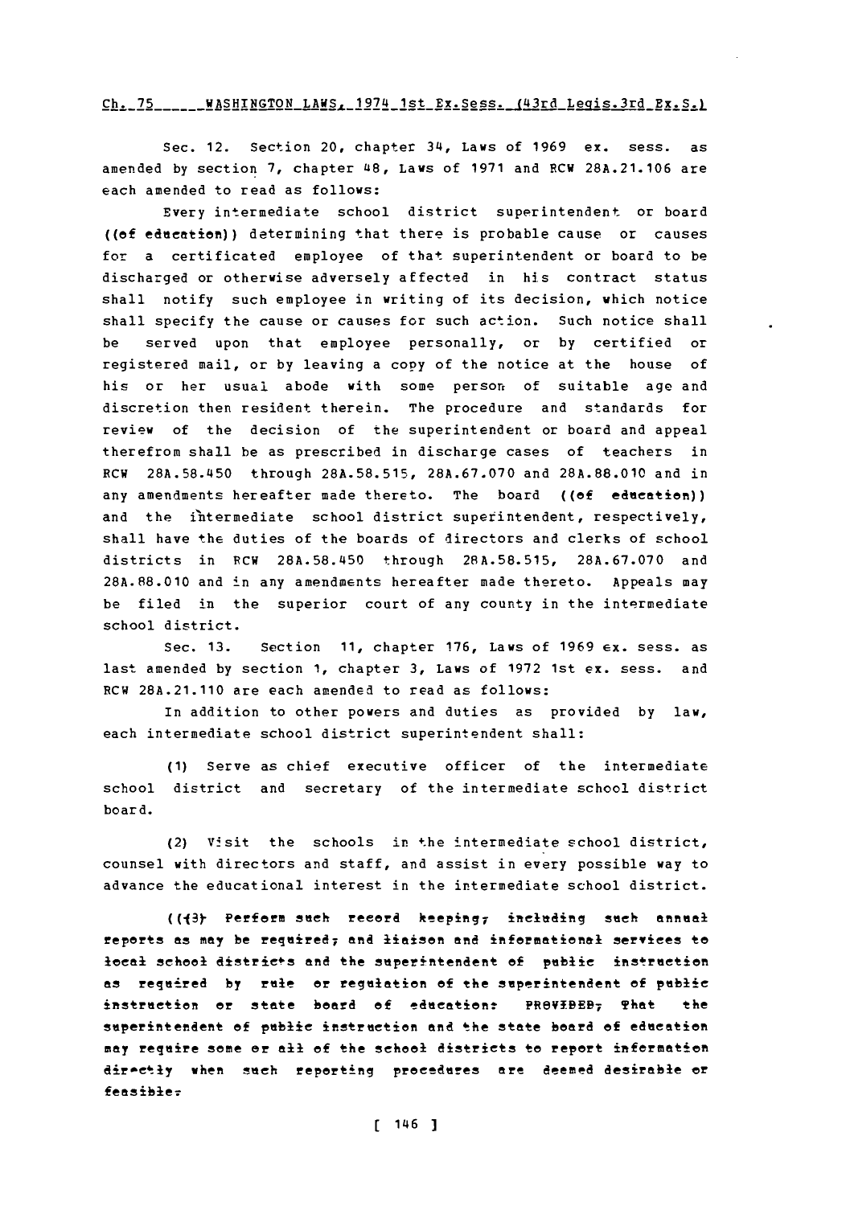Sec. 12. Section 20, chapter 34, Laws of 1969 ex. sess. as amended by section 7, chapter 48, Laws of 1971 and RCW 28A.21.106 are each amended to read as follows:

Every intermediate school district superintendent or board ((of education)) determining that there is probable cause or causes for a certificated employee of that superintendent or board to be discharged or otherwise adversely affected in his contract status shall notify such employee in writing of its decision, which notice shall specify the cause or causes for such action. Such notice shall be served upon that employee personally, or by certified or registered mail, or by leaving a copy of the notice at the house of his or her usual abode with some person of suitable age and discretion then resident therein. The procedure and standards for review of the decision of the superintendent or board and appeal therefrom shall be as prescribed in discharge cases of teachers in RCW 28A.58.450 through 28A.58.515, 28A.67.070 and 28A.88.010 and in any amendments hereafter made thereto. The board ((of education)) and the intermediate school district superintendent, respectively, shall have the duties of the boards of directors and clerks of school districts in RCW 28A.58.450 through 28A.58.515, 28A.67.070 and 28A.88.010 and in any amendments hereafter made thereto. Appeals may be filed in the superior court of any county in the intermediate school district.

Sec. 13. Section 11, chapter 176, Laws of 1969 ex. sess. as last amended by section 1, chapter 3, Laws of 1972 1st ex. sess. and RCW 28A.21.110 are each amended to read as follows:

In addition to other powers and duties as provided by law, each intermediate school district superintendent shall:

(1) Serve as chief executive officer of the intermediate school district and secretary of the intermediate school district board.

(2) Visit the schools in the intermediate school district, counsel with directors and staff, and assist in every possible way to advance the educational interest in the intermediate school district.

(((3) Perform such record keeping, including such annual reports as may be required, and liaison and informational services to local school districts and the superintendent of public instruction as required by rule or regulation of the superintendent of public instruction or state board of education: PROVIDED, That the superintendent of public instruction and the state board of education may require some or all of the school districts to report information directly when such reporting procedures are deemed desirable or feasible.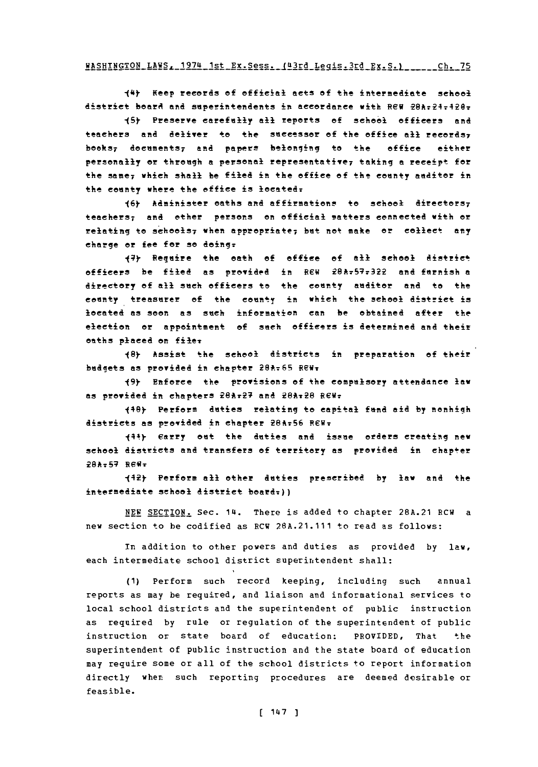(4) Keep records of official acts of the intermediate school district board and superintendents in accordance with RCW 28A.21.120.

(5) Preserve carefully all reports of school officers and teachers and deliver to the successor of the office all records, books, documents, and papers belonging to the office either personally or through a personal representative, taking a receipt for the same, which shall be filed in the office of the county auditor in the county where the office is located.

(6) Administer oaths and affirmations to school directors, teachers, and other persons on official matters connected with or relating to schools, when appropriate, but not make or collect any charge or fee for so doing.

(7) Require the oath of office of all school district officers be filed as provided in RCW 28A.57.322 and furnish a directory of all such officers to the county auditor and to the county treasurer of the county in which the school district is located as soon as such information can be obtained after the election or appointment of such officers is determined and their oaths placed on file.

(8) Assist the school districts in preparation of their budgets as provided in chapter 28A.65 RCW.

(9) Enforce the provisions of the compulsory attendance law as provided in chapters 28A.27 and 28A.28 RCW.

(10) Perform duties relating to capital fund aid by nonhigh districts as provided in chapter 28A.56 RCW.

(11) Carry out the duties and issue orders creating new school districts and transfers of territory as provided in chapter 28A.57 RCW.

(12) Perform all other duties prescribed by law and the intermediate school district board.))

NEW SECTION. Sec. 14. There is added to chapter 28A.21 RCW a new section to be codified as RCW 28A.21.111 to read as follows:

In addition to other powers and duties as provided by law, each intermediate school district superintendent shall:

(1) Perform such record keeping, including such annual reports as may be required, and liaison and informational services to local school districts and the superintendent of public instruction as required by rule or regulation of the superintendent of public instruction or state board of education: PROVIDED, That the superintendent of public instruction and the state board of education may require some or all of the school districts to report information directly when such reporting procedures are deemed desirable or feasible.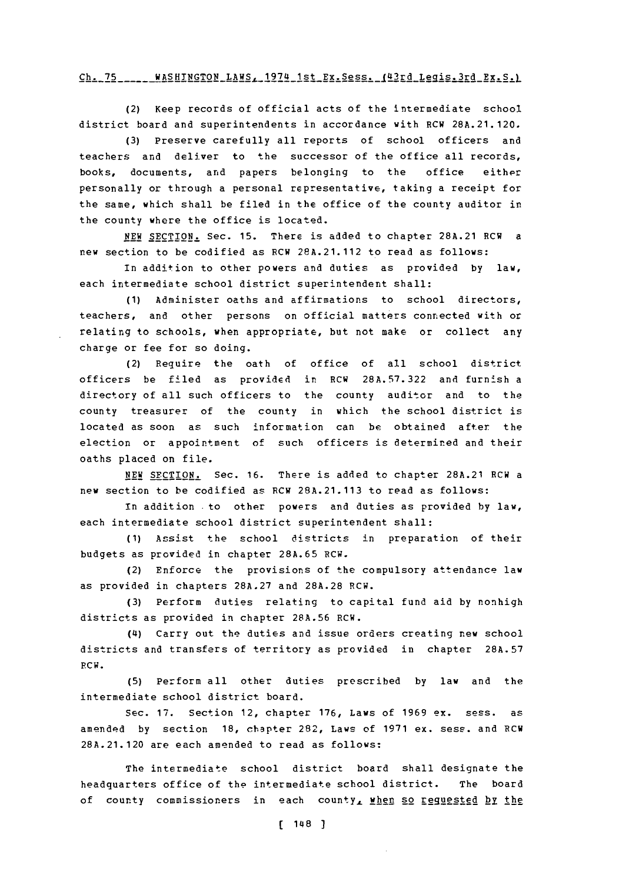(2) Keep records of official acts of the intermediate school district board and superintendents in accordance with RCW 28A.21.120.

(3) Preserve carefully all reports of school officers and teachers and deliver to the successor of the office all records, books, documents, and papers belonging to the office either personally or through a personal representative, taking a receipt for the same, which shall be filed in the office of the county auditor in the county where the office is located.

NEW SECTION. Sec. 15. There is added to chapter 28A.21 RCW a new section to be codified as RCW 28A.21.112 to read as follows:

In addition to other powers and duties as provided by law, each intermediate school district superintendent shall:

(1) Administer oaths and affirmations to school directors, teachers, and other persons on official matters connected with or relating to schools, when appropriate, but not make or collect any charge or fee for so doing.

(2) Require the oath of office of all school district officers be filed as provided in RCW 28A.57.322 and furnish a directory of all such officers to the county auditor and to the county treasurer of the county in which the school district is located as soon as such information can be obtained after the election or appointment of such officers is determined and their oaths placed on file.

NEW SECTION. Sec. 16. There is added to chapter 28A.21 RCW a new section to be codified as RCW 28A.21.113 to read as follows:

In addition to other powers and duties as provided by law, each intermediate school district superintendent shall:

(1) Assist the school districts in preparation of their budgets as provided in chapter 28A.65 RCW.

(2) Enforce the provisions of the compulsory attendance law as provided in chapters 28A.27 and 28A.28 RCW.

(3) Perform duties relating to capital fund aid by nonhigh districts as provided in chapter 28A.56 RCW.

(4) Carry out the duties and issue orders creating new school districts and transfers of territory as provided in chapter 28A.57 RCW.

(5) Perform all other duties prescribed by law and the intermediate school district board.

Sec. 17. Section 12, chapter 176, Laws of 1969 ex. sess. as amended by section 18, chapter 282, Laws of 1971 ex. sess. and RCW 28A.21.120 are each amended to read as follows:

The intermediate school district board shall designate the headquarters office of the intermediate school district. The board of county commissioners in each county, when so requested by the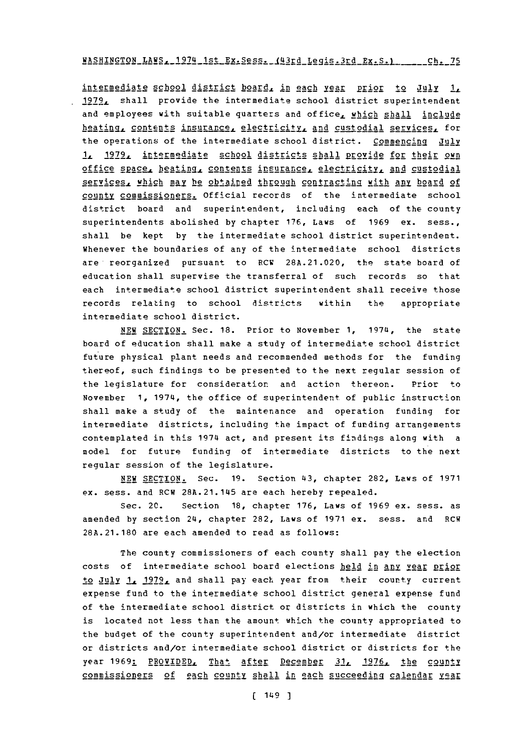intermediate school district board, in each year prior to July 1, 1979, shall provide the intermediate school district superintendent and employees with suitable quarters and office, which shall include heating, contents insurance, electricity, and custodial services, for the operations of the intermediate school district. Commencing July 1, 1979, intermediate school districts shall provide for their own office space, heating, contents insurance, electricity, and custodial services, which may be obtained through contracting with any board of county commissioners. Official records of the intermediate school district board and superintendent, including each of the county superintendents abolished by chapter 176, Laws of 1969 ex. sess., shall be kept by the intermediate school district superintendent. Whenever the boundaries of any of the intermediate school districts are reorganized pursuant to RCW 28A.21.020, the state board of education shall supervise the transferral of such records so that each intermediate school district superintendent shall receive those records relating to school districts within the appropriate intermediate school district.

NEW SECTION. Sec. 18. Prior to November 1, 1974, the state board of education shall make a study of intermediate school district future physical plant needs and recommended methods for the funding thereof, such findings to be presented to the next regular session of the legislature for consideration and action thereon. Prior to November 1, 1974, the office of superintendent of public instruction shall make a study of the maintenance and operation funding for intermediate districts, including the impact of funding arrangements contemplated in this 1974 act, and present its findings along with a model for future funding of intermediate districts to the next regular session of the legislature.

NEW SECTION. Sec. 19. Section 43, chapter 282, Laws of 1971 ex. sess. and RCW 28A.21.145 are each hereby repealed.

Sec. 20. Section 18, chapter 176, Laws of 1969 ex. sess. as amended by section 24, chapter 282, Laws of 1971 ex. sess. and RCW 28A.21.180 are each amended to read as follows:

The county commissioners of each county shall pay the election costs of intermediate school board elections held in any year prior to July 1, 1979, and shall pay each year from their county current expense fund to the intermediate school district general expense fund of the intermediate school district or districts in which the county is located not less than the amount which the county appropriated to the budget of the county superintendent and/or intermediate district or districts and/or intermediate school district or districts for the year 1969: PROVIDED, That after December 31, 1976, the county commissioners of each county shall in each succeeding calendar year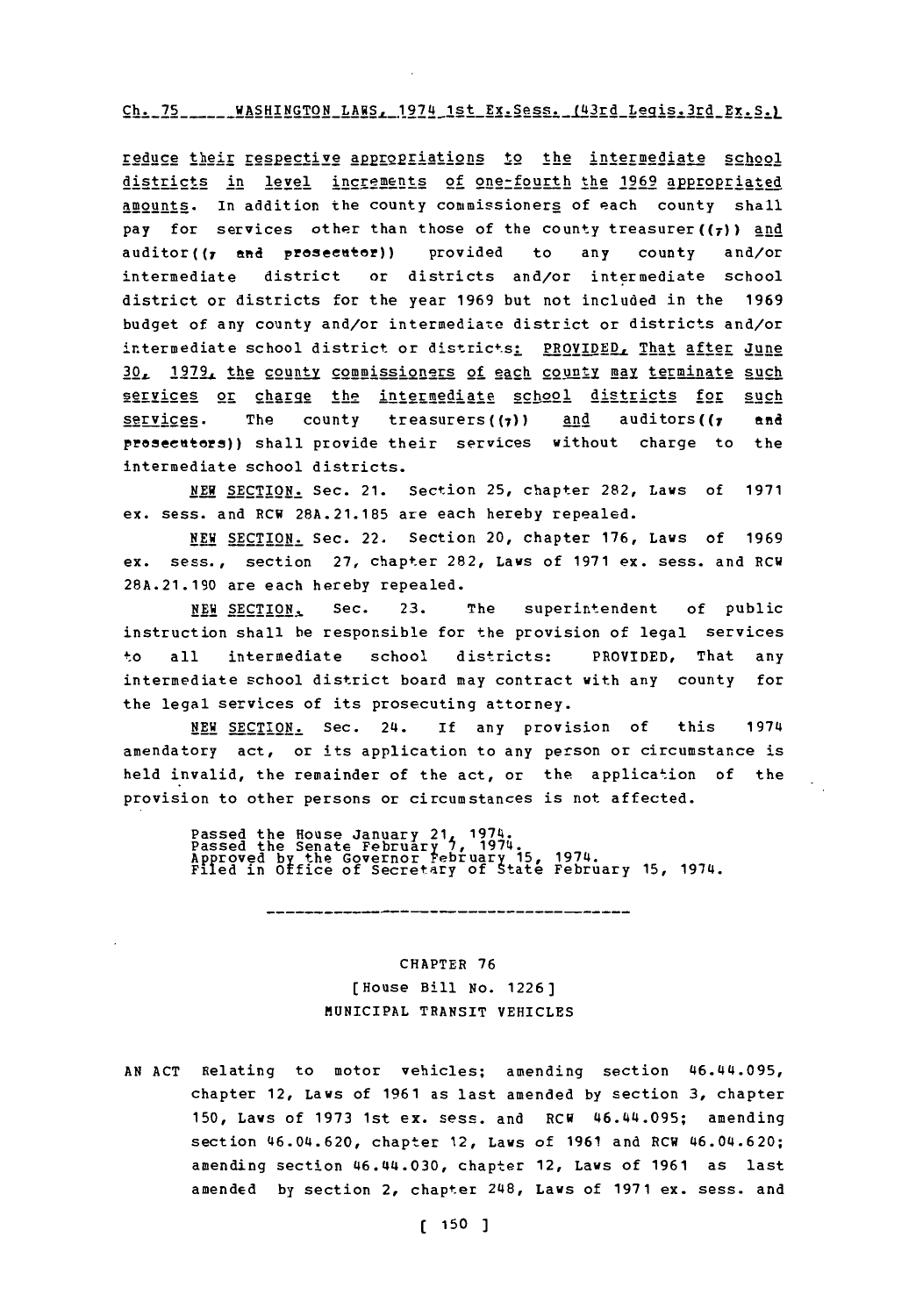reduce their respective appropriations to the intermediate school districts in level increments of one-fourth the 1969 appropriated amounts. In addition the county commissioners of each county shall pay for services other than those of the county treasurer((,)) and auditor((, and prosecutor)) provided to any county and/or intermediate district or districts and/or intermediate school district or districts for the year 1969 but not included in the 1969 budget of any county and/or intermediate district or districts and/or intermediate school district or districts: PROVIDED, That after June 30, 1979, the county commissioners of each county may terminate such services or charge the intermediate school districts for such services. The county treasurers((,)) and auditors((, and prosecutors)) shall provide their services without charge to the intermediate school districts.

NEW SECTION. Sec. 21. Section 25, chapter 282, Laws of 1971 ex. sess. and RCW 28A.21.185 are each hereby repealed.

NEW SECTION. Sec. 22. Section 20, chapter 176, Laws of 1969 ex. sess., section 27, chapter 282, Laws of 1971 ex. sess. and RCW 28A.21.190 are each hereby repealed.

NEW SECTION. Sec. 23. The superintendent of public instruction shall be responsible for the provision of legal services to all intermediate school districts: PROVIDED, That any intermediate school district board may contract with any county for the legal services of its prosecuting attorney.

NEW SECTION. Sec. 24. If any provision of this 1974 amendatory act, or its application to any person or circumstance is held invalid, the remainder of the act, or the application of the provision to other persons or circumstances is not affected.

Passed the House January 21, 1974.
Passed the Senate February 7, 1974.
Approved by the Governor February 15, 1974.
Filed in Office of Secretary of State February 15, 1974.

---

CHAPTER 76

[House Bill No. 1226]

MUNICIPAL TRANSIT VEHICLES

AN ACT Relating to motor vehicles; amending section 46.44.095, chapter 12, Laws of 1961 as last amended by section 3, chapter 150, Laws of 1973 1st ex. sess. and RCW 46.44.095; amending section 46.04.620, chapter 12, Laws of 1961 and RCW 46.04.620; amending section 46.44.030, chapter 12, Laws of 1961 as last amended by section 2, chapter 248, Laws of 1971 ex. sess. and